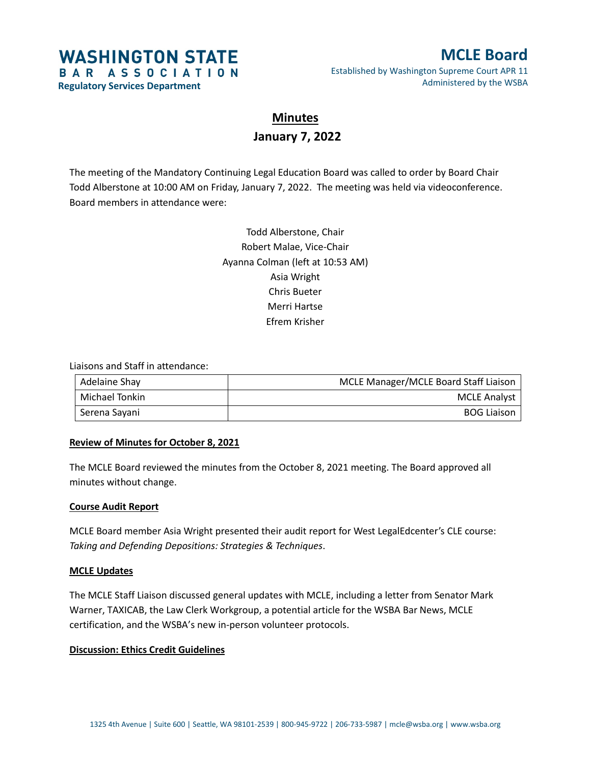**WASHINGTON STATE BAR ASSOCIATION**
**Regulatory Services Department**

# MCLE Board

Established by Washington Supreme Court APR 11
Administered by the WSBA

## Minutes
## January 7, 2022

The meeting of the Mandatory Continuing Legal Education Board was called to order by Board Chair Todd Alberstone at 10:00 AM on Friday, January 7, 2022. The meeting was held via videoconference. Board members in attendance were:

Todd Alberstone, Chair
Robert Malae, Vice-Chair
Ayanna Colman (left at 10:53 AM)
Asia Wright
Chris Bueter
Merri Hartse
Efrem Krisher

Liaisons and Staff in attendance:

| Name | Role |
| --- | --- |
| Adelaine Shay | MCLE Manager/MCLE Board Staff Liaison |
| Michael Tonkin | MCLE Analyst |
| Serena Sayani | BOG Liaison |

**Review of Minutes for October 8, 2021**

The MCLE Board reviewed the minutes from the October 8, 2021 meeting. The Board approved all minutes without change.

**Course Audit Report**

MCLE Board member Asia Wright presented their audit report for West LegalEdcenter's CLE course: *Taking and Defending Depositions: Strategies & Techniques*.

**MCLE Updates**

The MCLE Staff Liaison discussed general updates with MCLE, including a letter from Senator Mark Warner, TAXICAB, the Law Clerk Workgroup, a potential article for the WSBA Bar News, MCLE certification, and the WSBA's new in-person volunteer protocols.

**Discussion: Ethics Credit Guidelines**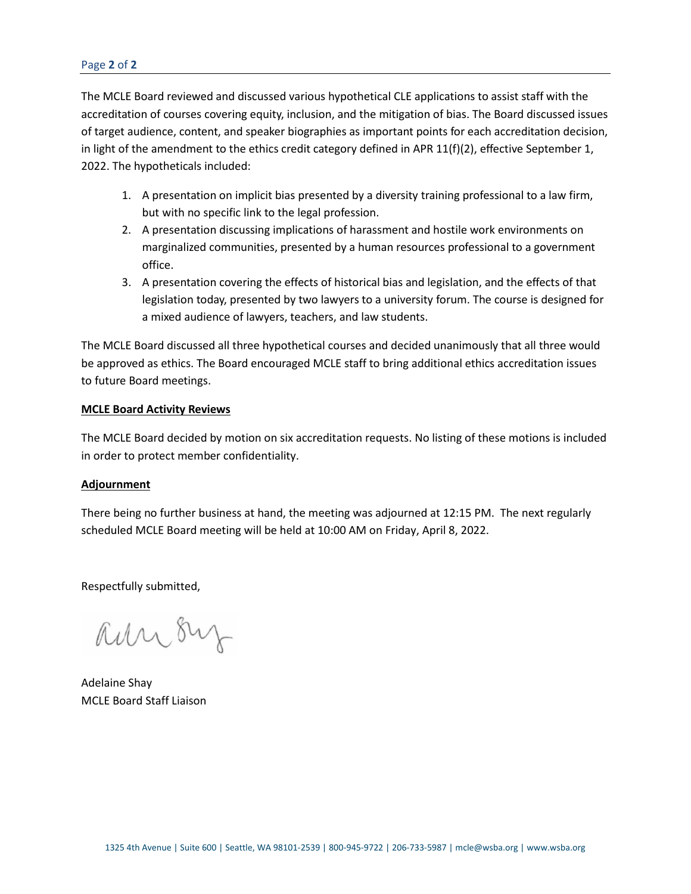The MCLE Board reviewed and discussed various hypothetical CLE applications to assist staff with the accreditation of courses covering equity, inclusion, and the mitigation of bias. The Board discussed issues of target audience, content, and speaker biographies as important points for each accreditation decision, in light of the amendment to the ethics credit category defined in APR 11(f)(2), effective September 1, 2022. The hypotheticals included:

1. A presentation on implicit bias presented by a diversity training professional to a law firm, but with no specific link to the legal profession.
2. A presentation discussing implications of harassment and hostile work environments on marginalized communities, presented by a human resources professional to a government office.
3. A presentation covering the effects of historical bias and legislation, and the effects of that legislation today, presented by two lawyers to a university forum. The course is designed for a mixed audience of lawyers, teachers, and law students.

The MCLE Board discussed all three hypothetical courses and decided unanimously that all three would be approved as ethics. The Board encouraged MCLE staff to bring additional ethics accreditation issues to future Board meetings.

**MCLE Board Activity Reviews**

The MCLE Board decided by motion on six accreditation requests. No listing of these motions is included in order to protect member confidentiality.

**Adjournment**

There being no further business at hand, the meeting was adjourned at 12:15 PM. The next regularly scheduled MCLE Board meeting will be held at 10:00 AM on Friday, April 8, 2022.

Respectfully submitted,

Adelaine Shay
MCLE Board Staff Liaison

1325 4th Avenue | Suite 600 | Seattle, WA 98101-2539 | 800-945-9722 | 206-733-5987 | mcle@wsba.org | www.wsba.org